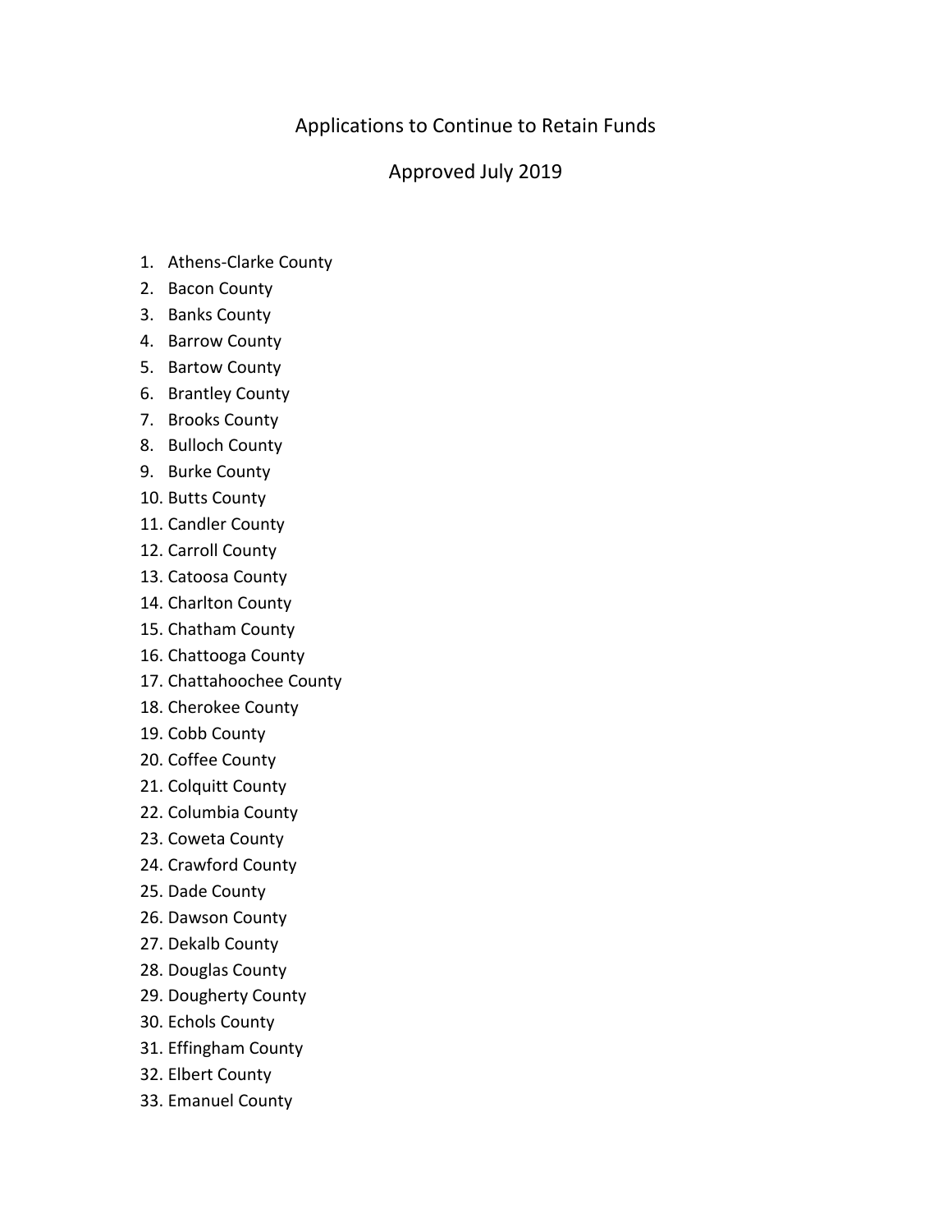# Applications to Continue to Retain Funds

## Approved July 2019

1. Athens-Clarke County
2. Bacon County
3. Banks County
4. Barrow County
5. Bartow County
6. Brantley County
7. Brooks County
8. Bulloch County
9. Burke County
10. Butts County
11. Candler County
12. Carroll County
13. Catoosa County
14. Charlton County
15. Chatham County
16. Chattooga County
17. Chattahoochee County
18. Cherokee County
19. Cobb County
20. Coffee County
21. Colquitt County
22. Columbia County
23. Coweta County
24. Crawford County
25. Dade County
26. Dawson County
27. Dekalb County
28. Douglas County
29. Dougherty County
30. Echols County
31. Effingham County
32. Elbert County
33. Emanuel County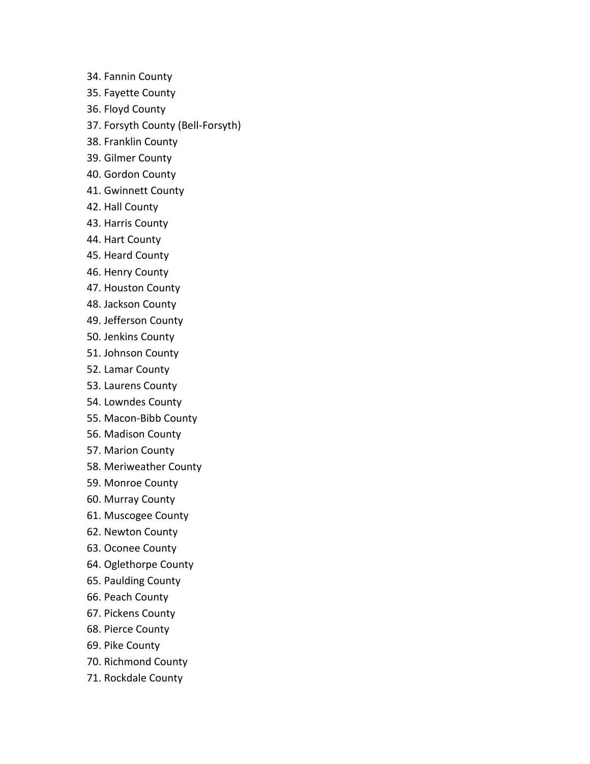34. Fannin County
35. Fayette County
36. Floyd County
37. Forsyth County (Bell-Forsyth)
38. Franklin County
39. Gilmer County
40. Gordon County
41. Gwinnett County
42. Hall County
43. Harris County
44. Hart County
45. Heard County
46. Henry County
47. Houston County
48. Jackson County
49. Jefferson County
50. Jenkins County
51. Johnson County
52. Lamar County
53. Laurens County
54. Lowndes County
55. Macon-Bibb County
56. Madison County
57. Marion County
58. Meriweather County
59. Monroe County
60. Murray County
61. Muscogee County
62. Newton County
63. Oconee County
64. Oglethorpe County
65. Paulding County
66. Peach County
67. Pickens County
68. Pierce County
69. Pike County
70. Richmond County
71. Rockdale County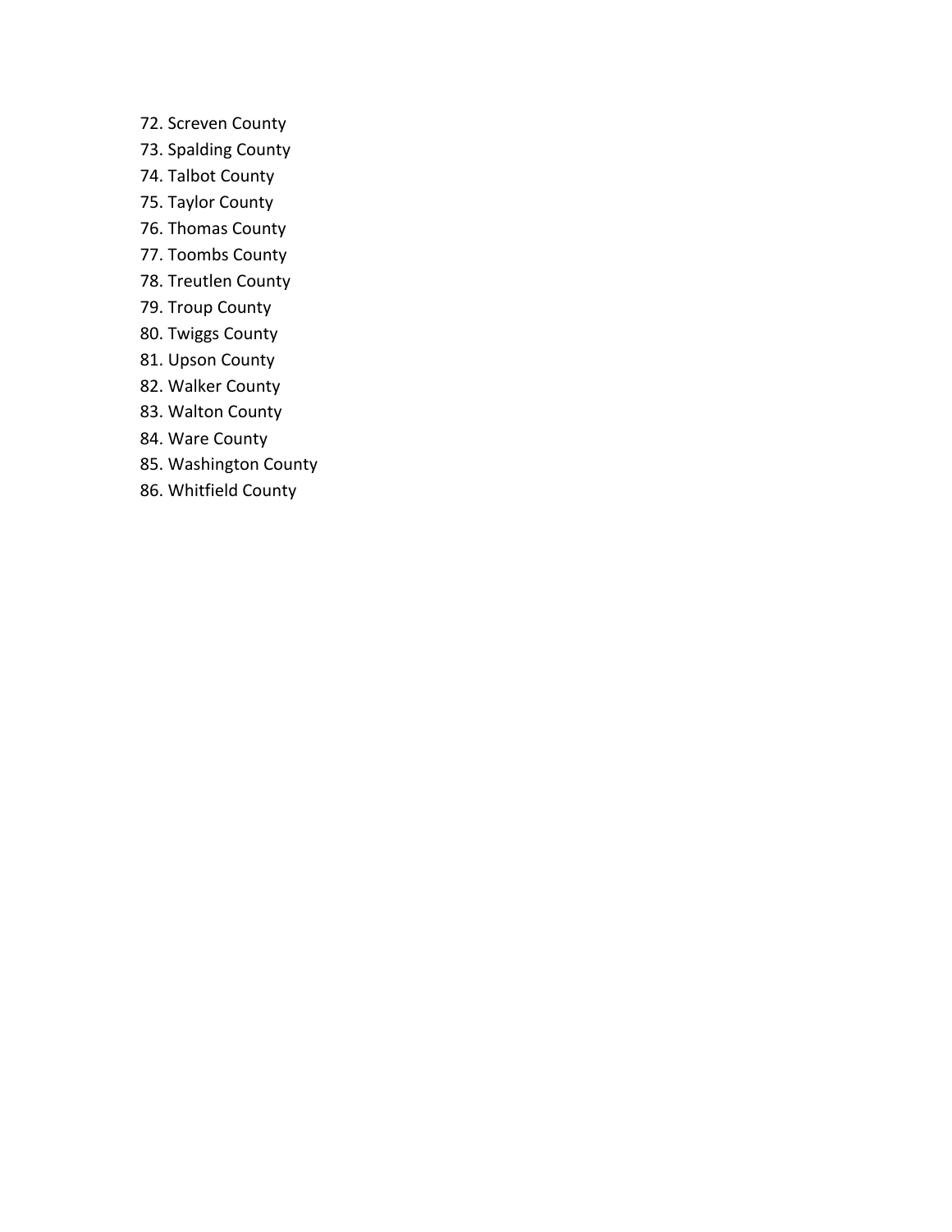72. Screven County
73. Spalding County
74. Talbot County
75. Taylor County
76. Thomas County
77. Toombs County
78. Treutlen County
79. Troup County
80. Twiggs County
81. Upson County
82. Walker County
83. Walton County
84. Ware County
85. Washington County
86. Whitfield County